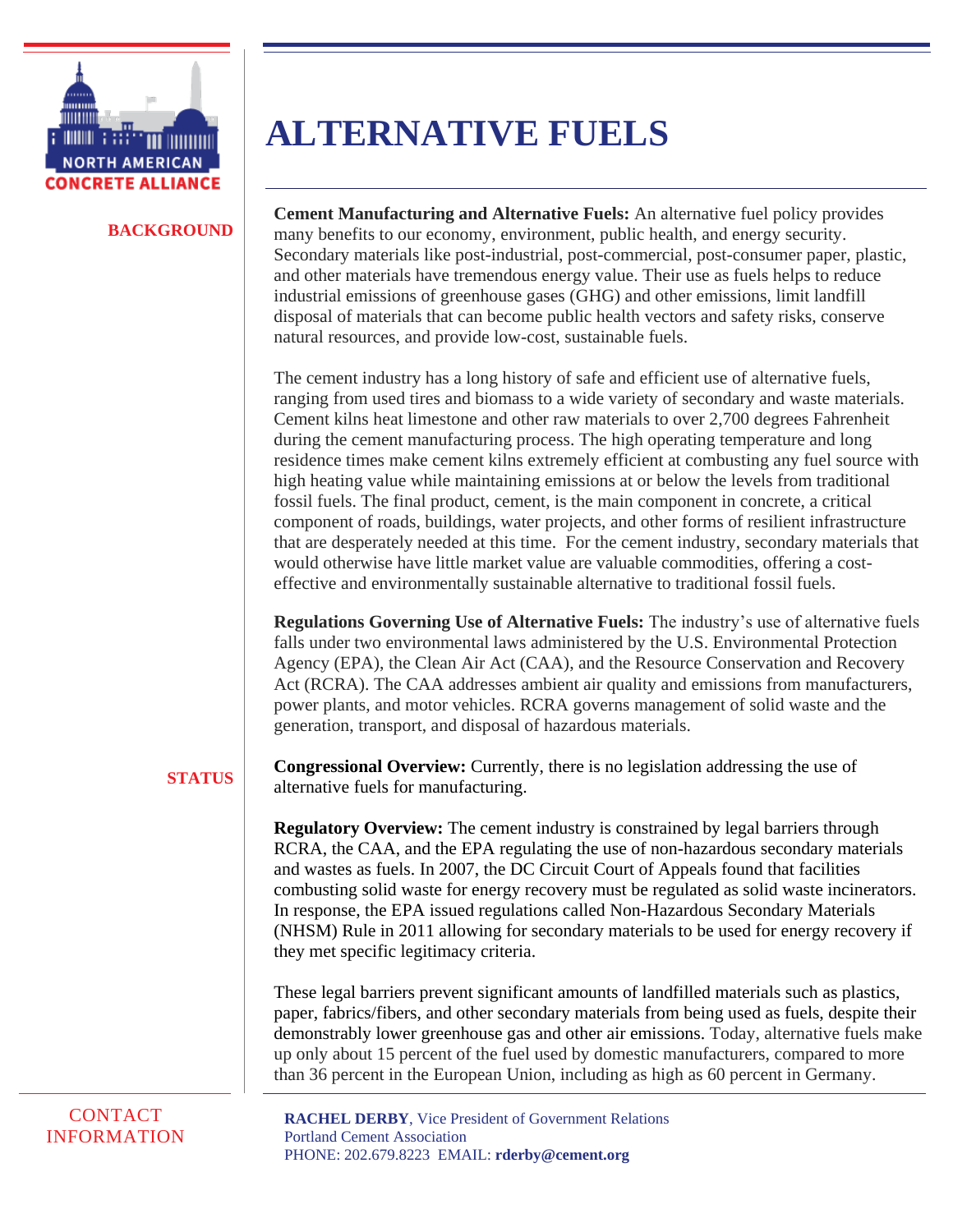NORTH AMERICAN CONCRETE ALLIANCE

# ALTERNATIVE FUELS

## BACKGROUND

**Cement Manufacturing and Alternative Fuels:** An alternative fuel policy provides many benefits to our economy, environment, public health, and energy security. Secondary materials like post-industrial, post-commercial, post-consumer paper, plastic, and other materials have tremendous energy value. Their use as fuels helps to reduce industrial emissions of greenhouse gases (GHG) and other emissions, limit landfill disposal of materials that can become public health vectors and safety risks, conserve natural resources, and provide low-cost, sustainable fuels.

The cement industry has a long history of safe and efficient use of alternative fuels, ranging from used tires and biomass to a wide variety of secondary and waste materials. Cement kilns heat limestone and other raw materials to over 2,700 degrees Fahrenheit during the cement manufacturing process. The high operating temperature and long residence times make cement kilns extremely efficient at combusting any fuel source with high heating value while maintaining emissions at or below the levels from traditional fossil fuels. The final product, cement, is the main component in concrete, a critical component of roads, buildings, water projects, and other forms of resilient infrastructure that are desperately needed at this time. For the cement industry, secondary materials that would otherwise have little market value are valuable commodities, offering a cost-effective and environmentally sustainable alternative to traditional fossil fuels.

**Regulations Governing Use of Alternative Fuels:** The industry's use of alternative fuels falls under two environmental laws administered by the U.S. Environmental Protection Agency (EPA), the Clean Air Act (CAA), and the Resource Conservation and Recovery Act (RCRA). The CAA addresses ambient air quality and emissions from manufacturers, power plants, and motor vehicles. RCRA governs management of solid waste and the generation, transport, and disposal of hazardous materials.

## STATUS

**Congressional Overview:** Currently, there is no legislation addressing the use of alternative fuels for manufacturing.

**Regulatory Overview:** The cement industry is constrained by legal barriers through RCRA, the CAA, and the EPA regulating the use of non-hazardous secondary materials and wastes as fuels. In 2007, the DC Circuit Court of Appeals found that facilities combusting solid waste for energy recovery must be regulated as solid waste incinerators. In response, the EPA issued regulations called Non-Hazardous Secondary Materials (NHSM) Rule in 2011 allowing for secondary materials to be used for energy recovery if they met specific legitimacy criteria.

These legal barriers prevent significant amounts of landfilled materials such as plastics, paper, fabrics/fibers, and other secondary materials from being used as fuels, despite their demonstrably lower greenhouse gas and other air emissions. Today, alternative fuels make up only about 15 percent of the fuel used by domestic manufacturers, compared to more than 36 percent in the European Union, including as high as 60 percent in Germany.

## CONTACT INFORMATION

**RACHEL DERBY**, Vice President of Government Relations
Portland Cement Association
PHONE: 202.679.8223 EMAIL: **rderby@cement.org**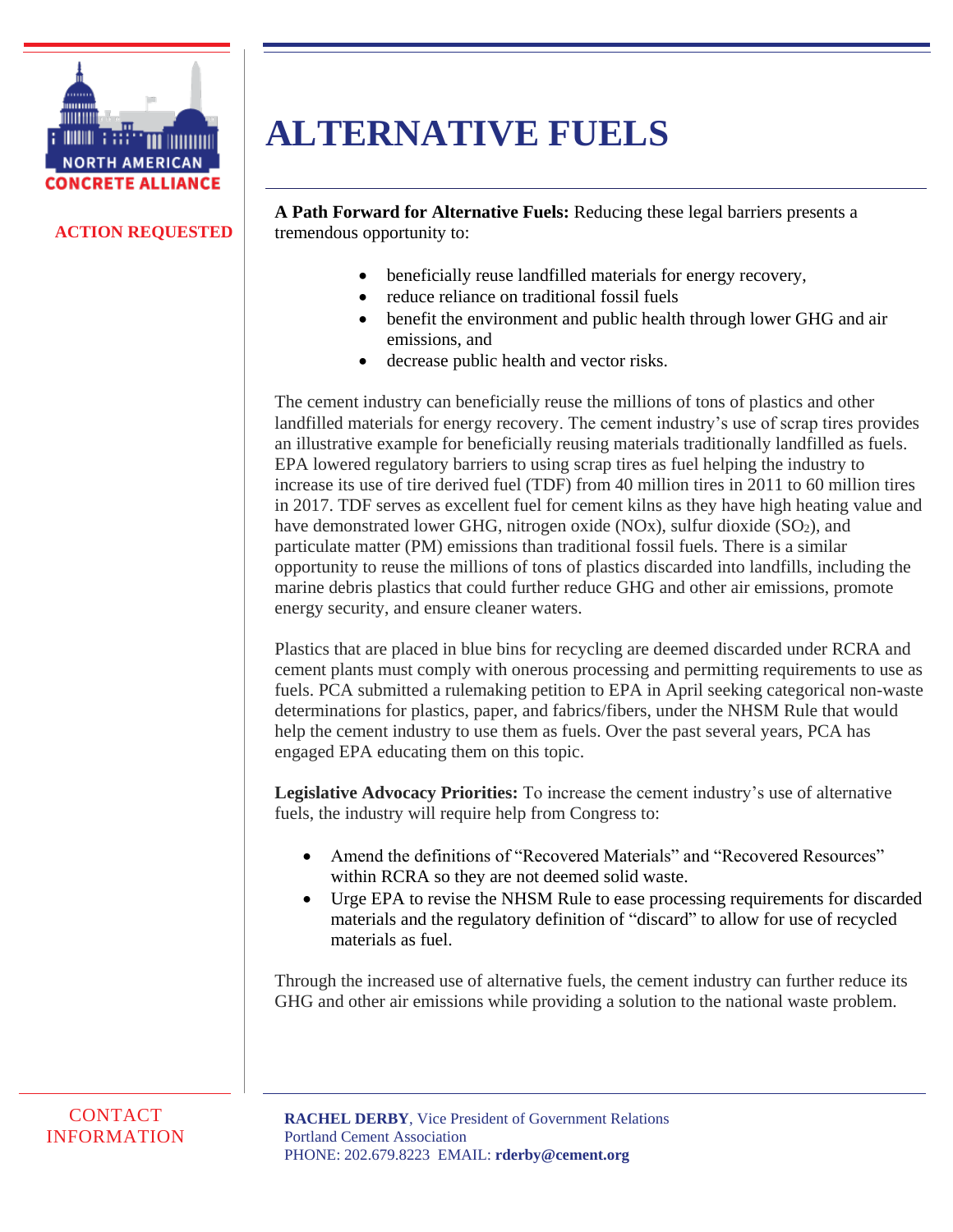NORTH AMERICAN CONCRETE ALLIANCE

**ACTION REQUESTED**

# ALTERNATIVE FUELS

**A Path Forward for Alternative Fuels:** Reducing these legal barriers presents a tremendous opportunity to:

- beneficially reuse landfilled materials for energy recovery,
- reduce reliance on traditional fossil fuels
- benefit the environment and public health through lower GHG and air emissions, and
- decrease public health and vector risks.

The cement industry can beneficially reuse the millions of tons of plastics and other landfilled materials for energy recovery. The cement industry's use of scrap tires provides an illustrative example for beneficially reusing materials traditionally landfilled as fuels. EPA lowered regulatory barriers to using scrap tires as fuel helping the industry to increase its use of tire derived fuel (TDF) from 40 million tires in 2011 to 60 million tires in 2017. TDF serves as excellent fuel for cement kilns as they have high heating value and have demonstrated lower GHG, nitrogen oxide (NOx), sulfur dioxide ($SO_2$), and particulate matter (PM) emissions than traditional fossil fuels. There is a similar opportunity to reuse the millions of tons of plastics discarded into landfills, including the marine debris plastics that could further reduce GHG and other air emissions, promote energy security, and ensure cleaner waters.

Plastics that are placed in blue bins for recycling are deemed discarded under RCRA and cement plants must comply with onerous processing and permitting requirements to use as fuels. PCA submitted a rulemaking petition to EPA in April seeking categorical non-waste determinations for plastics, paper, and fabrics/fibers, under the NHSM Rule that would help the cement industry to use them as fuels. Over the past several years, PCA has engaged EPA educating them on this topic.

**Legislative Advocacy Priorities:** To increase the cement industry's use of alternative fuels, the industry will require help from Congress to:

- Amend the definitions of "Recovered Materials" and "Recovered Resources" within RCRA so they are not deemed solid waste.
- Urge EPA to revise the NHSM Rule to ease processing requirements for discarded materials and the regulatory definition of "discard" to allow for use of recycled materials as fuel.

Through the increased use of alternative fuels, the cement industry can further reduce its GHG and other air emissions while providing a solution to the national waste problem.

CONTACT INFORMATION

**RACHEL DERBY**, Vice President of Government Relations
Portland Cement Association
PHONE: 202.679.8223 EMAIL: **rderby@cement.org**